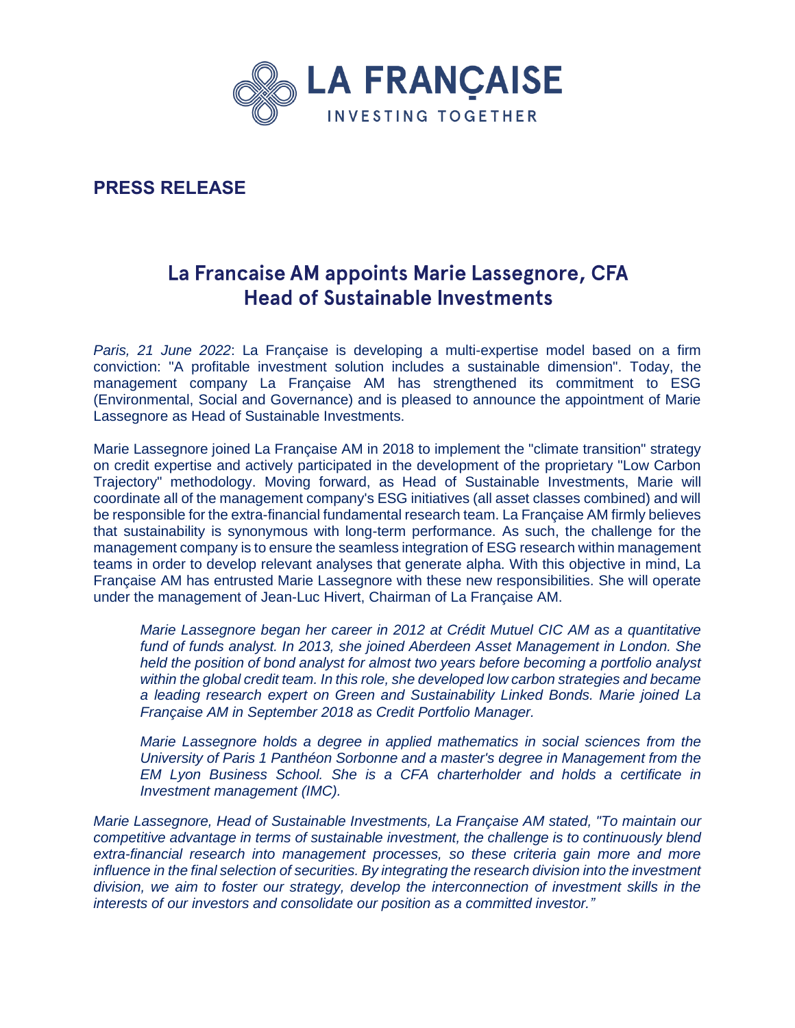LA FRANÇAISE

INVESTING TOGETHER

## PRESS RELEASE

# La Francaise AM appoints Marie Lassegnore, CFA Head of Sustainable Investments

*Paris, 21 June 2022*: La Française is developing a multi-expertise model based on a firm conviction: "A profitable investment solution includes a sustainable dimension". Today, the management company La Française AM has strengthened its commitment to ESG (Environmental, Social and Governance) and is pleased to announce the appointment of Marie Lassegnore as Head of Sustainable Investments.

Marie Lassegnore joined La Française AM in 2018 to implement the "climate transition" strategy on credit expertise and actively participated in the development of the proprietary "Low Carbon Trajectory" methodology. Moving forward, as Head of Sustainable Investments, Marie will coordinate all of the management company's ESG initiatives (all asset classes combined) and will be responsible for the extra-financial fundamental research team. La Française AM firmly believes that sustainability is synonymous with long-term performance. As such, the challenge for the management company is to ensure the seamless integration of ESG research within management teams in order to develop relevant analyses that generate alpha. With this objective in mind, La Française AM has entrusted Marie Lassegnore with these new responsibilities. She will operate under the management of Jean-Luc Hivert, Chairman of La Française AM.

> *Marie Lassegnore began her career in 2012 at Crédit Mutuel CIC AM as a quantitative fund of funds analyst. In 2013, she joined Aberdeen Asset Management in London. She held the position of bond analyst for almost two years before becoming a portfolio analyst within the global credit team. In this role, she developed low carbon strategies and became a leading research expert on Green and Sustainability Linked Bonds. Marie joined La Française AM in September 2018 as Credit Portfolio Manager.*
>
> *Marie Lassegnore holds a degree in applied mathematics in social sciences from the University of Paris 1 Panthéon Sorbonne and a master's degree in Management from the EM Lyon Business School. She is a CFA charterholder and holds a certificate in Investment management (IMC).*

*Marie Lassegnore, Head of Sustainable Investments, La Française AM stated, "To maintain our competitive advantage in terms of sustainable investment, the challenge is to continuously blend extra-financial research into management processes, so these criteria gain more and more influence in the final selection of securities. By integrating the research division into the investment division, we aim to foster our strategy, develop the interconnection of investment skills in the interests of our investors and consolidate our position as a committed investor."*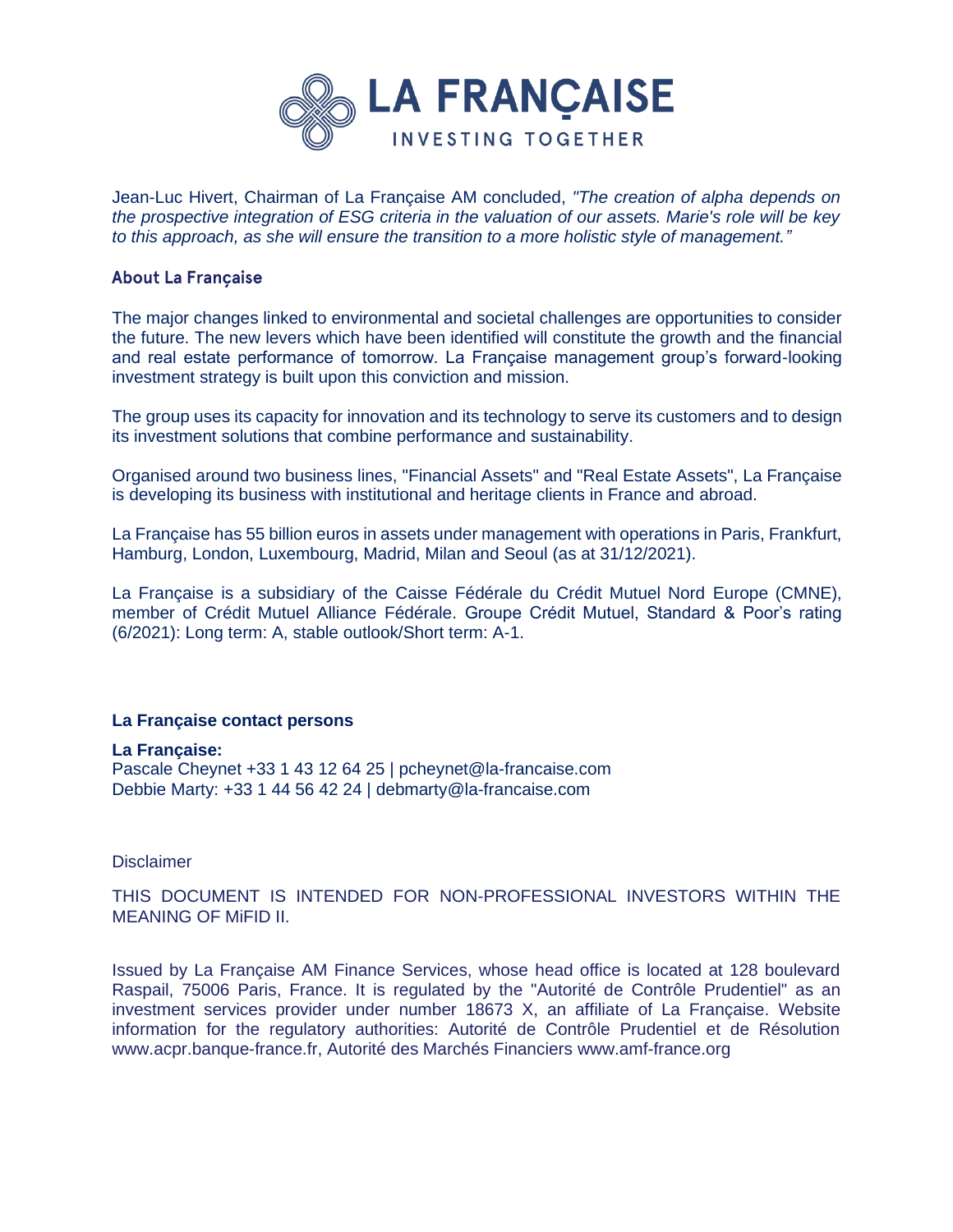Jean-Luc Hivert, Chairman of La Française AM concluded, *"The creation of alpha depends on the prospective integration of ESG criteria in the valuation of our assets. Marie's role will be key to this approach, as she will ensure the transition to a more holistic style of management."*

## About La Française

The major changes linked to environmental and societal challenges are opportunities to consider the future. The new levers which have been identified will constitute the growth and the financial and real estate performance of tomorrow. La Française management group's forward-looking investment strategy is built upon this conviction and mission.

The group uses its capacity for innovation and its technology to serve its customers and to design its investment solutions that combine performance and sustainability.

Organised around two business lines, "Financial Assets" and "Real Estate Assets", La Française is developing its business with institutional and heritage clients in France and abroad.

La Française has 55 billion euros in assets under management with operations in Paris, Frankfurt, Hamburg, London, Luxembourg, Madrid, Milan and Seoul (as at 31/12/2021).

La Française is a subsidiary of the Caisse Fédérale du Crédit Mutuel Nord Europe (CMNE), member of Crédit Mutuel Alliance Fédérale. Groupe Crédit Mutuel, Standard & Poor's rating (6/2021): Long term: A, stable outlook/Short term: A-1.

**La Française contact persons**

**La Française:**
Pascale Cheynet +33 1 43 12 64 25 | pcheynet@la-francaise.com
Debbie Marty: +33 1 44 56 42 24 | debmarty@la-francaise.com

Disclaimer

THIS DOCUMENT IS INTENDED FOR NON-PROFESSIONAL INVESTORS WITHIN THE MEANING OF MiFID II.

Issued by La Française AM Finance Services, whose head office is located at 128 boulevard Raspail, 75006 Paris, France. It is regulated by the "Autorité de Contrôle Prudentiel" as an investment services provider under number 18673 X, an affiliate of La Française. Website information for the regulatory authorities: Autorité de Contrôle Prudentiel et de Résolution www.acpr.banque-france.fr, Autorité des Marchés Financiers www.amf-france.org